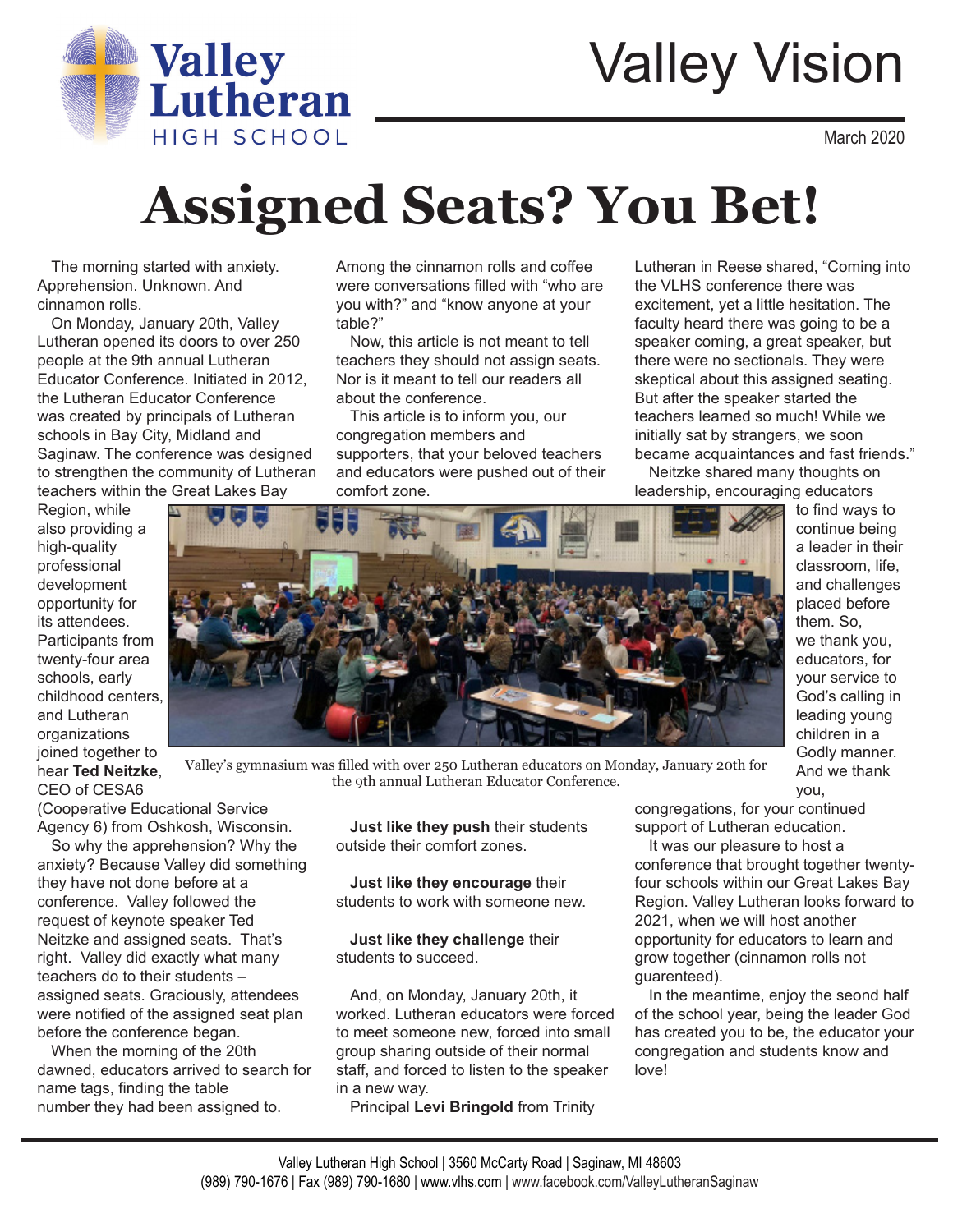# Valley Lutheran HIGH SCHOOL

# Valley Vision

March 2020

# Assigned Seats? You Bet!

The morning started with anxiety. Apprehension. Unknown. And cinnamon rolls.

On Monday, January 20th, Valley Lutheran opened its doors to over 250 people at the 9th annual Lutheran Educator Conference. Initiated in 2012, the Lutheran Educator Conference was created by principals of Lutheran schools in Bay City, Midland and Saginaw. The conference was designed to strengthen the community of Lutheran teachers within the Great Lakes Bay Region, while also providing a high-quality professional development opportunity for its attendees. Participants from twenty-four area schools, early childhood centers, and Lutheran organizations joined together to hear **Ted Neitzke**, CEO of CESA6 (Cooperative Educational Service Agency 6) from Oshkosh, Wisconsin.

So why the apprehension? Why the anxiety? Because Valley did something they have not done before at a conference. Valley followed the request of keynote speaker Ted Neitzke and assigned seats. That's right. Valley did exactly what many teachers do to their students – assigned seats. Graciously, attendees were notified of the assigned seat plan before the conference began.

When the morning of the 20th dawned, educators arrived to search for name tags, finding the table number they had been assigned to. Among the cinnamon rolls and coffee were conversations filled with "who are you with?" and "know anyone at your table?"

Now, this article is not meant to tell teachers they should not assign seats. Nor is it meant to tell our readers all about the conference.

This article is to inform you, our congregation members and supporters, that your beloved teachers and educators were pushed out of their comfort zone.

Valley's gymnasium was filled with over 250 Lutheran educators on Monday, January 20th for the 9th annual Lutheran Educator Conference.

**Just like they push** their students outside their comfort zones.

**Just like they encourage** their students to work with someone new.

**Just like they challenge** their students to succeed.

And, on Monday, January 20th, it worked. Lutheran educators were forced to meet someone new, forced into small group sharing outside of their normal staff, and forced to listen to the speaker in a new way.

Principal **Levi Bringold** from Trinity Lutheran in Reese shared, "Coming into the VLHS conference there was excitement, yet a little hesitation. The faculty heard there was going to be a speaker coming, a great speaker, but there were no sectionals. They were skeptical about this assigned seating. But after the speaker started the teachers learned so much! While we initially sat by strangers, we soon became acquaintances and fast friends."

Neitzke shared many thoughts on leadership, encouraging educators to find ways to continue being a leader in their classroom, life, and challenges placed before them. So, we thank you, educators, for your service to God's calling in leading young children in a Godly manner. And we thank you, congregations, for your continued support of Lutheran education.

It was our pleasure to host a conference that brought together twenty-four schools within our Great Lakes Bay Region. Valley Lutheran looks forward to 2021, when we will host another opportunity for educators to learn and grow together (cinnamon rolls not guarenteed).

In the meantime, enjoy the seond half of the school year, being the leader God has created you to be, the educator your congregation and students know and love!

Valley Lutheran High School | 3560 McCarty Road | Saginaw, MI 48603
(989) 790-1676 | Fax (989) 790-1680 | www.vlhs.com | www.facebook.com/ValleyLutheranSaginaw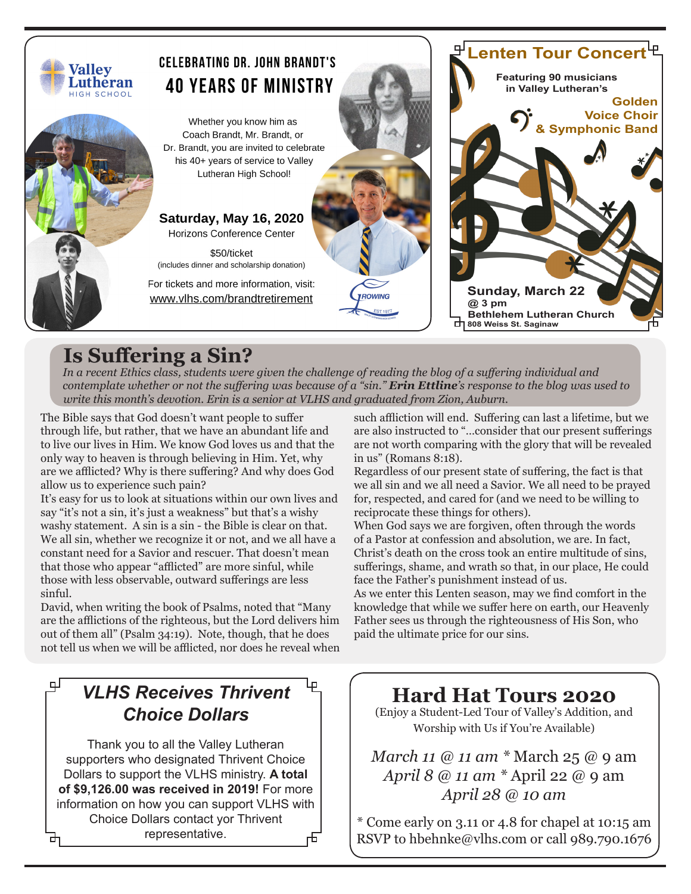Valley Lutheran HIGH SCHOOL

## CELEBRATING DR. JOHN BRANDT'S 40 YEARS OF MINISTRY

Whether you know him as Coach Brandt, Mr. Brandt, or Dr. Brandt, you are invited to celebrate his 40+ years of service to Valley Lutheran High School!

**Saturday, May 16, 2020**
Horizons Conference Center

$50/ticket
(includes dinner and scholarship donation)

For tickets and more information, visit:
www.vlhs.com/brandtretirement

GROWING EST 1977

## Lenten Tour Concert

**Featuring 90 musicians in Valley Lutheran's Golden Voice Choir & Symphonic Band**

**Sunday, March 22**
**@ 3 pm**
**Bethlehem Lutheran Church**
**808 Weiss St. Saginaw**

## Is Suffering a Sin?

*In a recent Ethics class, students were given the challenge of reading the blog of a suffering individual and contemplate whether or not the suffering was because of a "sin."* ***Erin Ettline****'s response to the blog was used to write this month's devotion. Erin is a senior at VLHS and graduated from Zion, Auburn.*

The Bible says that God doesn't want people to suffer through life, but rather, that we have an abundant life and to live our lives in Him. We know God loves us and that the only way to heaven is through believing in Him. Yet, why are we afflicted? Why is there suffering? And why does God allow us to experience such pain?

It's easy for us to look at situations within our own lives and say "it's not a sin, it's just a weakness" but that's a wishy washy statement. A sin is a sin - the Bible is clear on that. We all sin, whether we recognize it or not, and we all have a constant need for a Savior and rescuer. That doesn't mean that those who appear "afflicted" are more sinful, while those with less observable, outward sufferings are less sinful.

David, when writing the book of Psalms, noted that "Many are the afflictions of the righteous, but the Lord delivers him out of them all" (Psalm 34:19). Note, though, that he does not tell us when we will be afflicted, nor does he reveal when such affliction will end. Suffering can last a lifetime, but we are also instructed to "...consider that our present sufferings are not worth comparing with the glory that will be revealed in us" (Romans 8:18).

Regardless of our present state of suffering, the fact is that we all sin and we all need a Savior. We all need to be prayed for, respected, and cared for (and we need to be willing to reciprocate these things for others).

When God says we are forgiven, often through the words of a Pastor at confession and absolution, we are. In fact, Christ's death on the cross took an entire multitude of sins, sufferings, shame, and wrath so that, in our place, He could face the Father's punishment instead of us.

As we enter this Lenten season, may we find comfort in the knowledge that while we suffer here on earth, our Heavenly Father sees us through the righteousness of His Son, who paid the ultimate price for our sins.

## *VLHS Receives Thrivent Choice Dollars*

Thank you to all the Valley Lutheran supporters who designated Thrivent Choice Dollars to support the VLHS ministry. **A total of $9,126.00 was received in 2019!** For more information on how you can support VLHS with Choice Dollars contact yor Thrivent representative.

## Hard Hat Tours 2020

(Enjoy a Student-Led Tour of Valley's Addition, and Worship with Us if You're Available)

*March 11 @ 11 am* * March 25 @ 9 am
*April 8 @ 11 am* * April 22 @ 9 am
*April 28 @ 10 am*

* Come early on 3.11 or 4.8 for chapel at 10:15 am
RSVP to hbehnke@vlhs.com or call 989.790.1676